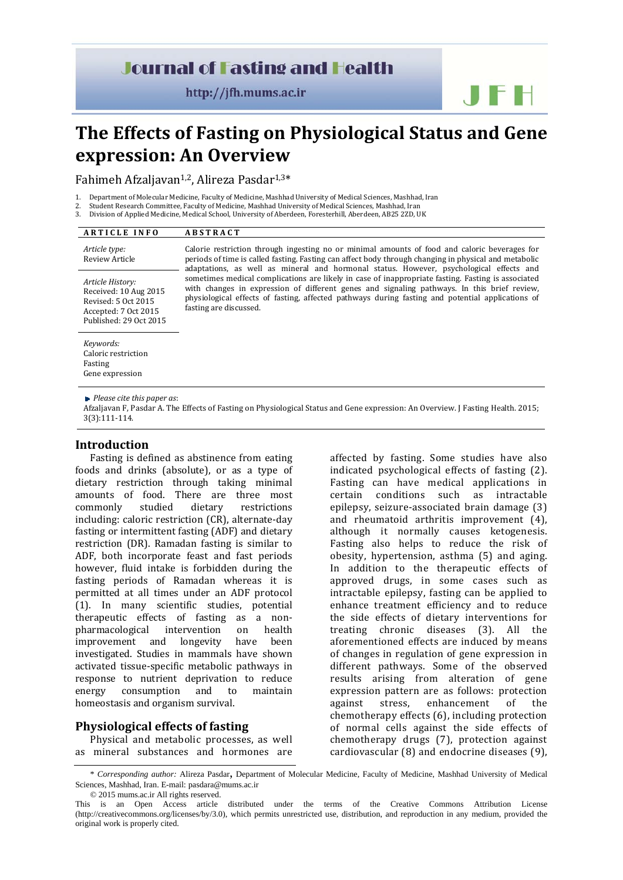# The Effects of Fasting on Physiological Status and Gene expression: An Overview

Fahimeh Afzaljavan[1,2], Alireza Pasdar[1,3]*

1. Department of Molecular Medicine, Faculty of Medicine, Mashhad University of Medical Sciences, Mashhad, Iran
2. Student Research Committee, Faculty of Medicine, Mashhad University of Medical Sciences, Mashhad, Iran
3. Division of Applied Medicine, Medical School, University of Aberdeen, Foresterhill, Aberdeen, AB25 2ZD, UK

**ARTICLE INFO**

*Article type:*
Review Article

*Article History:*
Received: 10 Aug 2015
Revised: 5 Oct 2015
Accepted: 7 Oct 2015
Published: 29 Oct 2015

*Keywords:*
Caloric restriction
Fasting
Gene expression

**ABSTRACT**

Calorie restriction through ingesting no or minimal amounts of food and caloric beverages for periods of time is called fasting. Fasting can affect body through changing in physical and metabolic adaptations, as well as mineral and hormonal status. However, psychological effects and sometimes medical complications are likely in case of inappropriate fasting. Fasting is associated with changes in expression of different genes and signaling pathways. In this brief review, physiological effects of fasting, affected pathways during fasting and potential applications of fasting are discussed.

*Please cite this paper as*:
Afzaljavan F, Pasdar A. The Effects of Fasting on Physiological Status and Gene expression: An Overview. J Fasting Health. 2015; 3(3):111-114.

## Introduction

Fasting is defined as abstinence from eating foods and drinks (absolute), or as a type of dietary restriction through taking minimal amounts of food. There are three most commonly studied dietary restrictions including: caloric restriction (CR), alternate-day fasting or intermittent fasting (ADF) and dietary restriction (DR). Ramadan fasting is similar to ADF, both incorporate feast and fast periods however, fluid intake is forbidden during the fasting periods of Ramadan whereas it is permitted at all times under an ADF protocol (1). In many scientific studies, potential therapeutic effects of fasting as a non-pharmacological intervention on health improvement and longevity have been investigated. Studies in mammals have shown activated tissue-specific metabolic pathways in response to nutrient deprivation to reduce energy consumption and to maintain homeostasis and organism survival.

## Physiological effects of fasting

Physical and metabolic processes, as well as mineral substances and hormones are affected by fasting. Some studies have also indicated psychological effects of fasting (2). Fasting can have medical applications in certain conditions such as intractable epilepsy, seizure-associated brain damage (3) and rheumatoid arthritis improvement (4), although it normally causes ketogenesis. Fasting also helps to reduce the risk of obesity, hypertension, asthma (5) and aging. In addition to the therapeutic effects of approved drugs, in some cases such as intractable epilepsy, fasting can be applied to enhance treatment efficiency and to reduce the side effects of dietary interventions for treating chronic diseases (3). All the aforementioned effects are induced by means of changes in regulation of gene expression in different pathways. Some of the observed results arising from alteration of gene expression pattern are as follows: protection against stress, enhancement of the chemotherapy effects (6), including protection of normal cells against the side effects of chemotherapy drugs (7), protection against cardiovascular (8) and endocrine diseases (9),

---

\* *Corresponding author:* Alireza Pasdar**,** Department of Molecular Medicine, Faculty of Medicine, Mashhad University of Medical Sciences, Mashhad, Iran. E-mail: pasdara@mums.ac.ir

© 2015 mums.ac.ir All rights reserved.

This is an Open Access article distributed under the terms of the Creative Commons Attribution License (http://creativecommons.org/licenses/by/3.0), which permits unrestricted use, distribution, and reproduction in any medium, provided the original work is properly cited.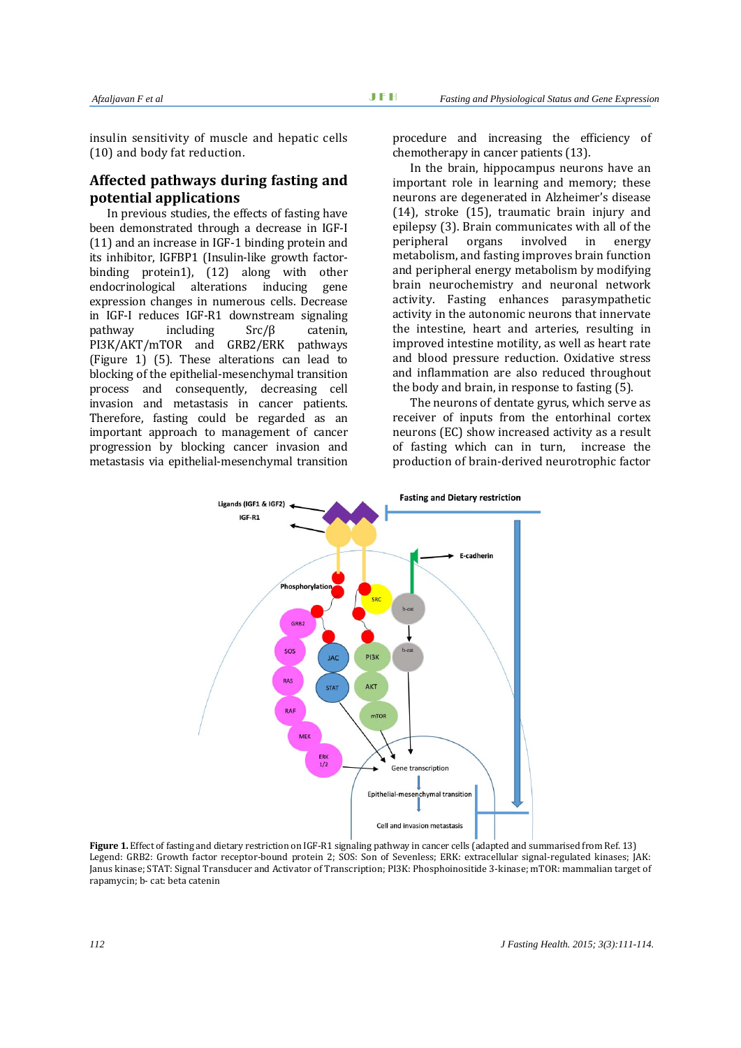insulin sensitivity of muscle and hepatic cells (10) and body fat reduction.

## Affected pathways during fasting and potential applications

In previous studies, the effects of fasting have been demonstrated through a decrease in IGF-I (11) and an increase in IGF-1 binding protein and its inhibitor, IGFBP1 (Insulin-like growth factor-binding protein1), (12) along with other endocrinological alterations inducing gene expression changes in numerous cells. Decrease in IGF-I reduces IGF-R1 downstream signaling pathway including Src/β catenin, PI3K/AKT/mTOR and GRB2/ERK pathways (Figure 1) (5). These alterations can lead to blocking of the epithelial-mesenchymal transition process and consequently, decreasing cell invasion and metastasis in cancer patients. Therefore, fasting could be regarded as an important approach to management of cancer progression by blocking cancer invasion and metastasis via epithelial-mesenchymal transition procedure and increasing the efficiency of chemotherapy in cancer patients (13).

In the brain, hippocampus neurons have an important role in learning and memory; these neurons are degenerated in Alzheimer's disease (14), stroke (15), traumatic brain injury and epilepsy (3). Brain communicates with all of the peripheral organs involved in energy metabolism, and fasting improves brain function and peripheral energy metabolism by modifying brain neurochemistry and neuronal network activity. Fasting enhances parasympathetic activity in the autonomic neurons that innervate the intestine, heart and arteries, resulting in improved intestine motility, as well as heart rate and blood pressure reduction. Oxidative stress and inflammation are also reduced throughout the body and brain, in response to fasting (5).

The neurons of dentate gyrus, which serve as receiver of inputs from the entorhinal cortex neurons (EC) show increased activity as a result of fasting which can in turn, increase the production of brain-derived neurotrophic factor

**Figure 1.** Effect of fasting and dietary restriction on IGF-R1 signaling pathway in cancer cells (adapted and summarised from Ref. 13)
Legend: GRB2: Growth factor receptor-bound protein 2; SOS: Son of Sevenless; ERK: extracellular signal-regulated kinases; JAK: Janus kinase; STAT: Signal Transducer and Activator of Transcription; PI3K: Phosphoinositide 3-kinase; mTOR: mammalian target of rapamycin; b- cat: beta catenin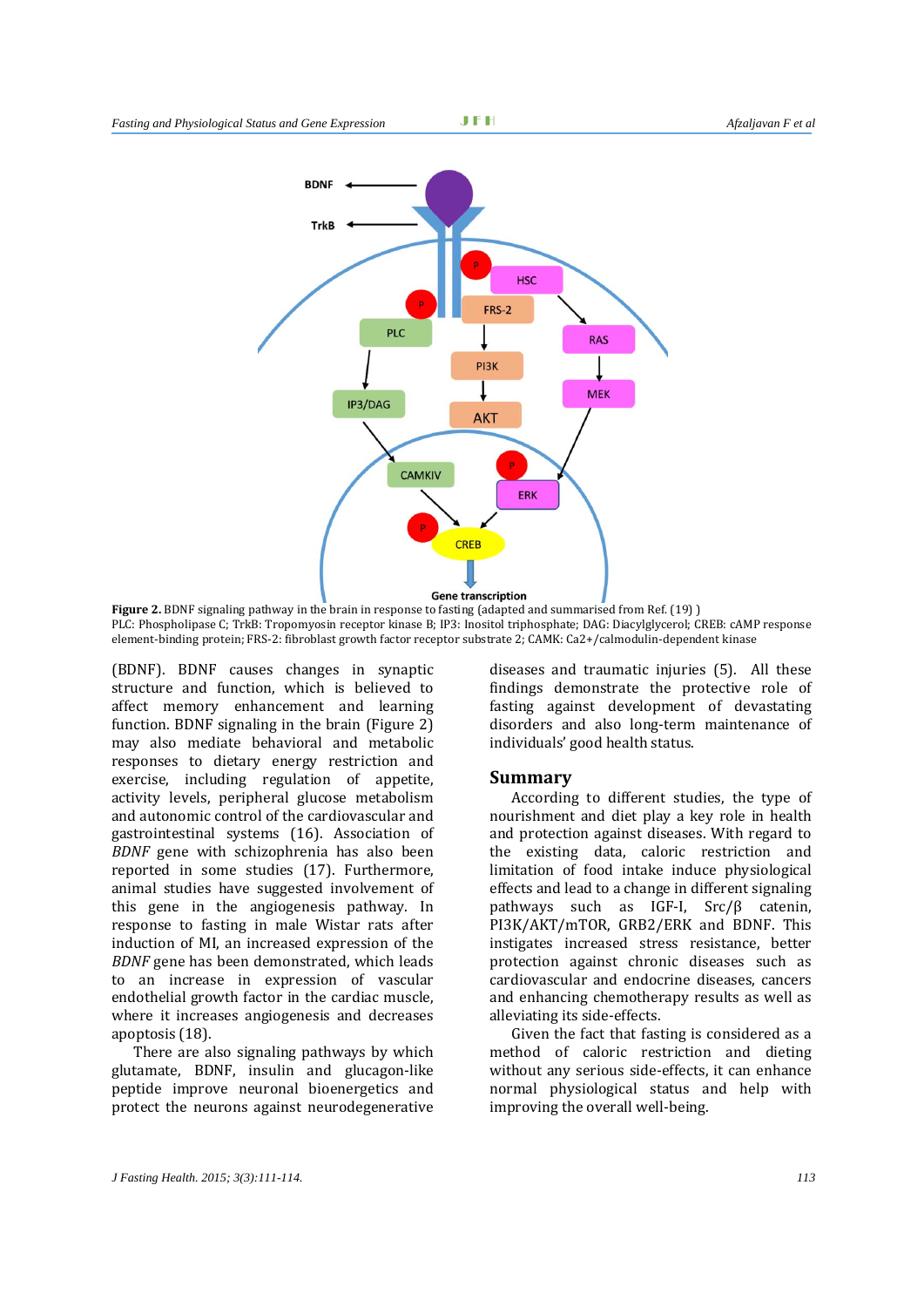**Figure 2.** BDNF signaling pathway in the brain in response to fasting (adapted and summarised from Ref. (19) )
PLC: Phospholipase C; TrkB: Tropomyosin receptor kinase B; IP3: Inositol triphosphate; DAG: Diacylglycerol; CREB: cAMP response element-binding protein; FRS-2: fibroblast growth factor receptor substrate 2; CAMK: Ca2+/calmodulin-dependent kinase

(BDNF). BDNF causes changes in synaptic structure and function, which is believed to affect memory enhancement and learning function. BDNF signaling in the brain (Figure 2) may also mediate behavioral and metabolic responses to dietary energy restriction and exercise, including regulation of appetite, activity levels, peripheral glucose metabolism and autonomic control of the cardiovascular and gastrointestinal systems (16). Association of *BDNF* gene with schizophrenia has also been reported in some studies (17). Furthermore, animal studies have suggested involvement of this gene in the angiogenesis pathway. In response to fasting in male Wistar rats after induction of MI, an increased expression of the *BDNF* gene has been demonstrated, which leads to an increase in expression of vascular endothelial growth factor in the cardiac muscle, where it increases angiogenesis and decreases apoptosis (18).

There are also signaling pathways by which glutamate, BDNF, insulin and glucagon-like peptide improve neuronal bioenergetics and protect the neurons against neurodegenerative diseases and traumatic injuries (5). All these findings demonstrate the protective role of fasting against development of devastating disorders and also long-term maintenance of individuals' good health status.

## Summary

According to different studies, the type of nourishment and diet play a key role in health and protection against diseases. With regard to the existing data, caloric restriction and limitation of food intake induce physiological effects and lead to a change in different signaling pathways such as IGF-I, Src/β catenin, PI3K/AKT/mTOR, GRB2/ERK and BDNF. This instigates increased stress resistance, better protection against chronic diseases such as cardiovascular and endocrine diseases, cancers and enhancing chemotherapy results as well as alleviating its side-effects.

Given the fact that fasting is considered as a method of caloric restriction and dieting without any serious side-effects, it can enhance normal physiological status and help with improving the overall well-being.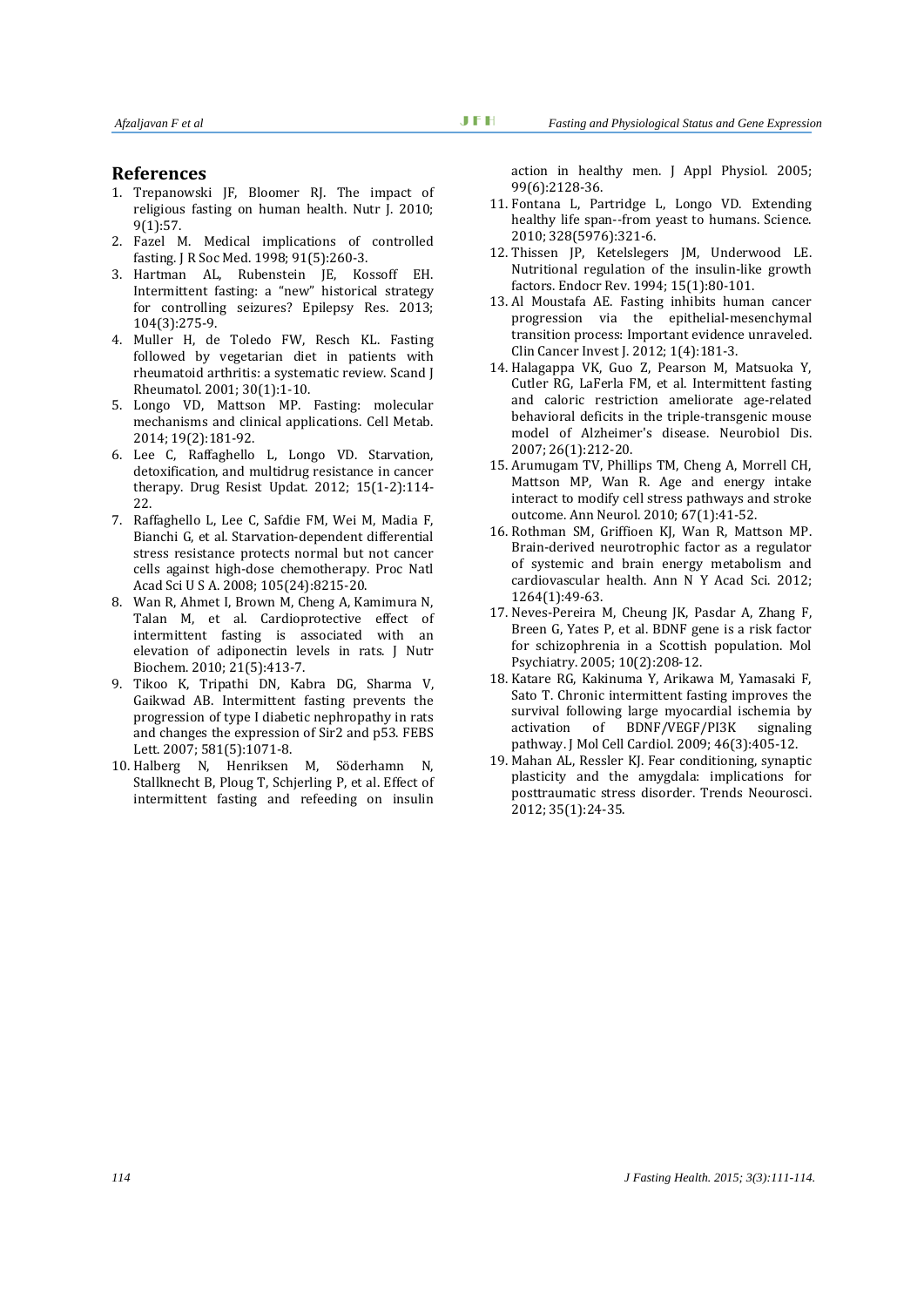## References

1. Trepanowski JF, Bloomer RJ. The impact of religious fasting on human health. Nutr J. 2010; 9(1):57.
2. Fazel M. Medical implications of controlled fasting. J R Soc Med. 1998; 91(5):260-3.
3. Hartman AL, Rubenstein JE, Kossoff EH. Intermittent fasting: a "new" historical strategy for controlling seizures? Epilepsy Res. 2013; 104(3):275-9.
4. Muller H, de Toledo FW, Resch KL. Fasting followed by vegetarian diet in patients with rheumatoid arthritis: a systematic review. Scand J Rheumatol. 2001; 30(1):1-10.
5. Longo VD, Mattson MP. Fasting: molecular mechanisms and clinical applications. Cell Metab. 2014; 19(2):181-92.
6. Lee C, Raffaghello L, Longo VD. Starvation, detoxification, and multidrug resistance in cancer therapy. Drug Resist Updat. 2012; 15(1-2):114-22.
7. Raffaghello L, Lee C, Safdie FM, Wei M, Madia F, Bianchi G, et al. Starvation-dependent differential stress resistance protects normal but not cancer cells against high-dose chemotherapy. Proc Natl Acad Sci U S A. 2008; 105(24):8215-20.
8. Wan R, Ahmet I, Brown M, Cheng A, Kamimura N, Talan M, et al. Cardioprotective effect of intermittent fasting is associated with an elevation of adiponectin levels in rats. J Nutr Biochem. 2010; 21(5):413-7.
9. Tikoo K, Tripathi DN, Kabra DG, Sharma V, Gaikwad AB. Intermittent fasting prevents the progression of type I diabetic nephropathy in rats and changes the expression of Sir2 and p53. FEBS Lett. 2007; 581(5):1071-8.
10. Halberg N, Henriksen M, Söderhamn N, Stallknecht B, Ploug T, Schjerling P, et al. Effect of intermittent fasting and refeeding on insulin action in healthy men. J Appl Physiol. 2005; 99(6):2128-36.
11. Fontana L, Partridge L, Longo VD. Extending healthy life span--from yeast to humans. Science. 2010; 328(5976):321-6.
12. Thissen JP, Ketelslegers JM, Underwood LE. Nutritional regulation of the insulin-like growth factors. Endocr Rev. 1994; 15(1):80-101.
13. Al Moustafa AE. Fasting inhibits human cancer progression via the epithelial-mesenchymal transition process: Important evidence unraveled. Clin Cancer Invest J. 2012; 1(4):181-3.
14. Halagappa VK, Guo Z, Pearson M, Matsuoka Y, Cutler RG, LaFerla FM, et al. Intermittent fasting and caloric restriction ameliorate age-related behavioral deficits in the triple-transgenic mouse model of Alzheimer's disease. Neurobiol Dis. 2007; 26(1):212-20.
15. Arumugam TV, Phillips TM, Cheng A, Morrell CH, Mattson MP, Wan R. Age and energy intake interact to modify cell stress pathways and stroke outcome. Ann Neurol. 2010; 67(1):41-52.
16. Rothman SM, Griffioen KJ, Wan R, Mattson MP. Brain-derived neurotrophic factor as a regulator of systemic and brain energy metabolism and cardiovascular health. Ann N Y Acad Sci. 2012; 1264(1):49-63.
17. Neves-Pereira M, Cheung JK, Pasdar A, Zhang F, Breen G, Yates P, et al. BDNF gene is a risk factor for schizophrenia in a Scottish population. Mol Psychiatry. 2005; 10(2):208-12.
18. Katare RG, Kakinuma Y, Arikawa M, Yamasaki F, Sato T. Chronic intermittent fasting improves the survival following large myocardial ischemia by activation of BDNF/VEGF/PI3K signaling pathway. J Mol Cell Cardiol. 2009; 46(3):405-12.
19. Mahan AL, Ressler KJ. Fear conditioning, synaptic plasticity and the amygdala: implications for posttraumatic stress disorder. Trends Neourosci. 2012; 35(1):24-35.